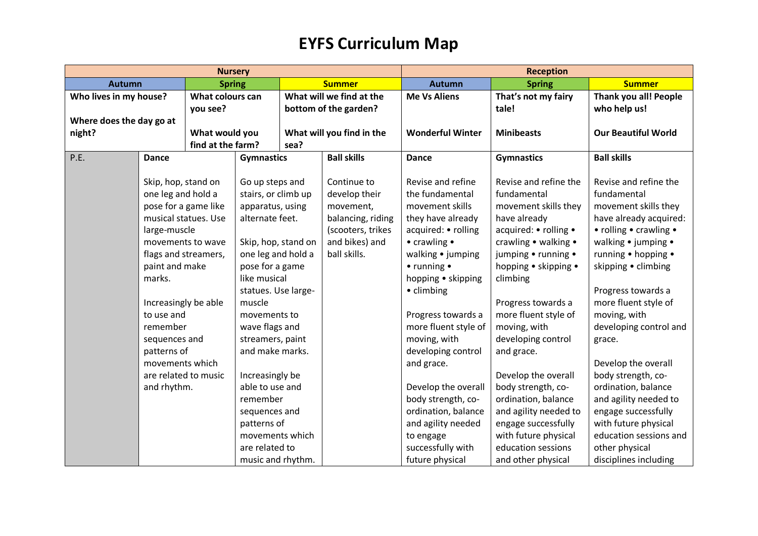# EYFS Curriculum Map

| | Nursery | | | Reception | | |
|---|---|---|---|---|---|---|
| | Autumn | Spring | Summer | Autumn | Spring | Summer |
| | **Who lives in my house?**<br><br>**Where does the day go at night?** | **What colours can you see?**<br><br>**What would you find at the farm?** | **What will we find at the bottom of the garden?**<br><br>**What will you find in the sea?** | **Me Vs Aliens**<br><br>**Wonderful Winter** | **That's not my fairy tale!**<br><br>**Minibeasts** | **Thank you all! People who help us!**<br><br>**Our Beautiful World** |
| P.E. | **Dance**<br><br>Skip, hop, stand on one leg and hold a pose for a game like musical statues. Use large-muscle movements to wave flags and streamers, paint and make marks.<br><br>Increasingly be able to use and remember sequences and patterns of movements which are related to music and rhythm. | **Gymnastics**<br><br>Go up steps and stairs, or climb up apparatus, using alternate feet.<br><br>Skip, hop, stand on one leg and hold a pose for a game like musical statues. Use large-muscle movements to wave flags and streamers, paint and make marks.<br><br>Increasingly be able to use and remember sequences and patterns of movements which are related to music and rhythm. | **Ball skills**<br><br>Continue to develop their movement, balancing, riding (scooters, trikes and bikes) and ball skills. | **Dance**<br><br>Revise and refine the fundamental movement skills they have already acquired: • rolling • crawling • walking • jumping • running • hopping • skipping • climbing<br><br>Progress towards a more fluent style of moving, with developing control and grace.<br><br>Develop the overall body strength, co-ordination, balance and agility needed to engage successfully with future physical | **Gymnastics**<br><br>Revise and refine the fundamental movement skills they have already acquired: • rolling • crawling • walking • jumping • running • hopping • skipping • climbing<br><br>Progress towards a more fluent style of moving, with developing control and grace.<br><br>Develop the overall body strength, co-ordination, balance and agility needed to engage successfully with future physical education sessions and other physical | **Ball skills**<br><br>Revise and refine the fundamental movement skills they have already acquired: • rolling • crawling • walking • jumping • running • hopping • skipping • climbing<br><br>Progress towards a more fluent style of moving, with developing control and grace.<br><br>Develop the overall body strength, co-ordination, balance and agility needed to engage successfully with future physical education sessions and other physical disciplines including |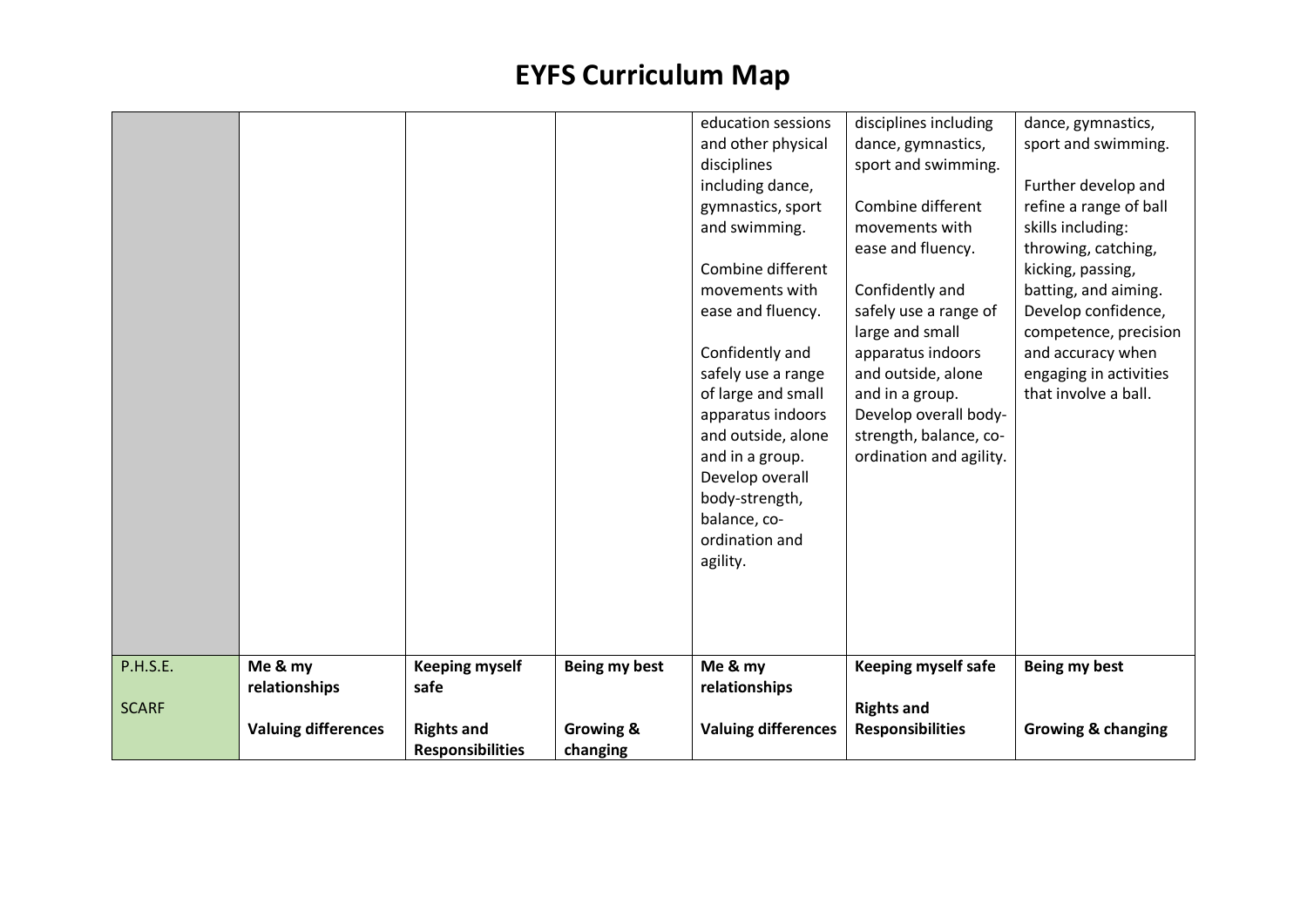# EYFS Curriculum Map

| | | | | | | |
|---|---|---|---|---|---|---|
| | | | | education sessions and other physical disciplines including dance, gymnastics, sport and swimming.<br><br>Combine different movements with ease and fluency.<br><br>Confidently and safely use a range of large and small apparatus indoors and outside, alone and in a group. Develop overall body-strength, balance, co-ordination and agility. | disciplines including dance, gymnastics, sport and swimming.<br><br>Combine different movements with ease and fluency.<br><br>Confidently and safely use a range of large and small apparatus indoors and outside, alone and in a group. Develop overall body-strength, balance, co-ordination and agility. | dance, gymnastics, sport and swimming.<br><br>Further develop and refine a range of ball skills including: throwing, catching, kicking, passing, batting, and aiming. Develop confidence, competence, precision and accuracy when engaging in activities that involve a ball. |
| P.H.S.E.<br><br>SCARF | **Me & my relationships**<br><br>**Valuing differences** | **Keeping myself safe**<br><br>**Rights and Responsibilities** | **Being my best**<br><br>**Growing & changing** | **Me & my relationships**<br><br>**Valuing differences** | **Keeping myself safe**<br><br>**Rights and Responsibilities** | **Being my best**<br><br>**Growing & changing** |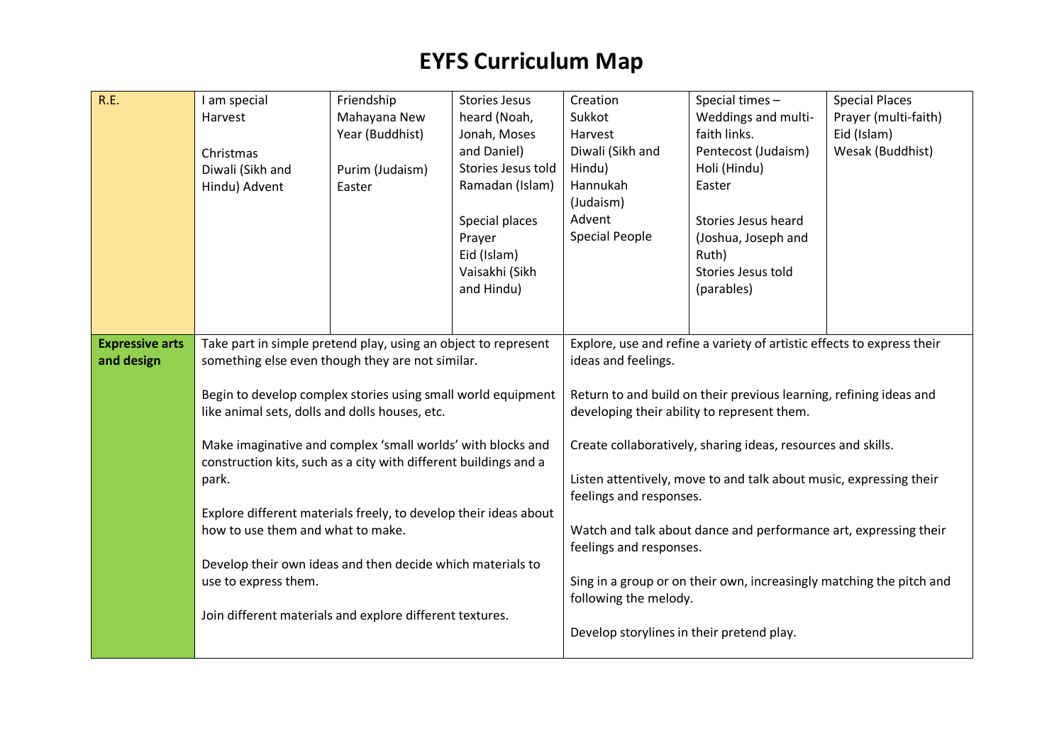# EYFS Curriculum Map

| | | | | | | |
|---|---|---|---|---|---|---|
| R.E. | I am special<br>Harvest<br><br>Christmas<br>Diwali (Sikh and Hindu) Advent | Friendship<br>Mahayana New Year (Buddhist)<br><br>Purim (Judaism)<br>Easter | Stories Jesus heard (Noah, Jonah, Moses and Daniel)<br>Stories Jesus told<br>Ramadan (Islam)<br><br>Special places<br>Prayer<br>Eid (Islam)<br>Vaisakhi (Sikh and Hindu) | Creation<br>Sukkot<br>Harvest<br>Diwali (Sikh and Hindu)<br>Hannukah (Judaism)<br>Advent<br>Special People | Special times – Weddings and multi-faith links.<br>Pentecost (Judaism)<br>Holi (Hindu)<br>Easter<br><br>Stories Jesus heard (Joshua, Joseph and Ruth)<br>Stories Jesus told (parables) | Special Places<br>Prayer (multi-faith)<br>Eid (Islam)<br>Wesak (Buddhist) |
| **Expressive arts and design** | Take part in simple pretend play, using an object to represent something else even though they are not similar.<br><br>Begin to develop complex stories using small world equipment like animal sets, dolls and dolls houses, etc.<br><br>Make imaginative and complex 'small worlds' with blocks and construction kits, such as a city with different buildings and a park.<br><br>Explore different materials freely, to develop their ideas about how to use them and what to make.<br><br>Develop their own ideas and then decide which materials to use to express them.<br><br>Join different materials and explore different textures. | | | Explore, use and refine a variety of artistic effects to express their ideas and feelings.<br><br>Return to and build on their previous learning, refining ideas and developing their ability to represent them.<br><br>Create collaboratively, sharing ideas, resources and skills.<br><br>Listen attentively, move to and talk about music, expressing their feelings and responses.<br><br>Watch and talk about dance and performance art, expressing their feelings and responses.<br><br>Sing in a group or on their own, increasingly matching the pitch and following the melody.<br><br>Develop storylines in their pretend play. | | |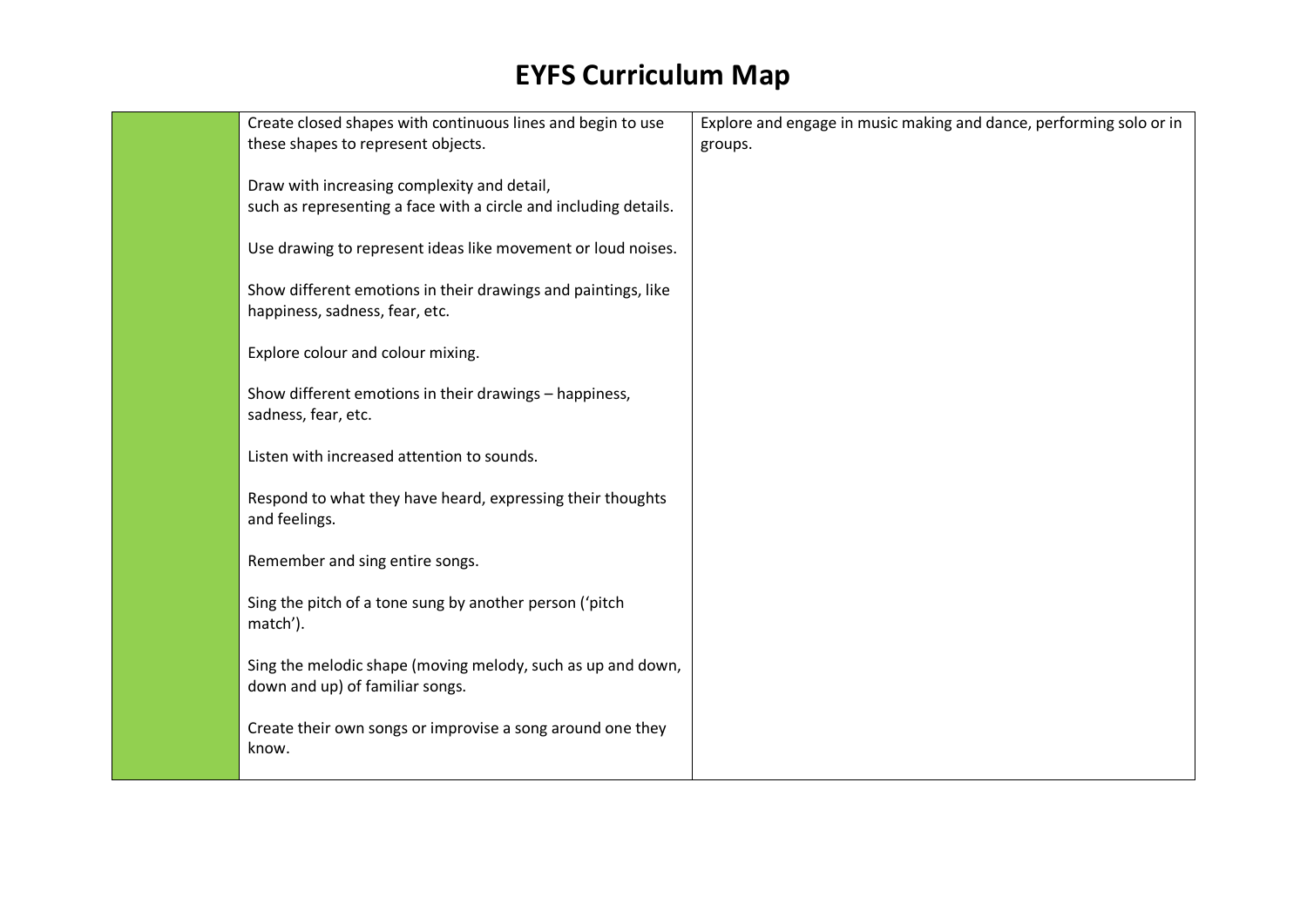# EYFS Curriculum Map

| | | |
|---|---|---|
| | Create closed shapes with continuous lines and begin to use these shapes to represent objects.<br><br>Draw with increasing complexity and detail, such as representing a face with a circle and including details.<br><br>Use drawing to represent ideas like movement or loud noises.<br><br>Show different emotions in their drawings and paintings, like happiness, sadness, fear, etc.<br><br>Explore colour and colour mixing.<br><br>Show different emotions in their drawings – happiness, sadness, fear, etc.<br><br>Listen with increased attention to sounds.<br><br>Respond to what they have heard, expressing their thoughts and feelings.<br><br>Remember and sing entire songs.<br><br>Sing the pitch of a tone sung by another person ('pitch match').<br><br>Sing the melodic shape (moving melody, such as up and down, down and up) of familiar songs.<br><br>Create their own songs or improvise a song around one they know. | Explore and engage in music making and dance, performing solo or in groups. |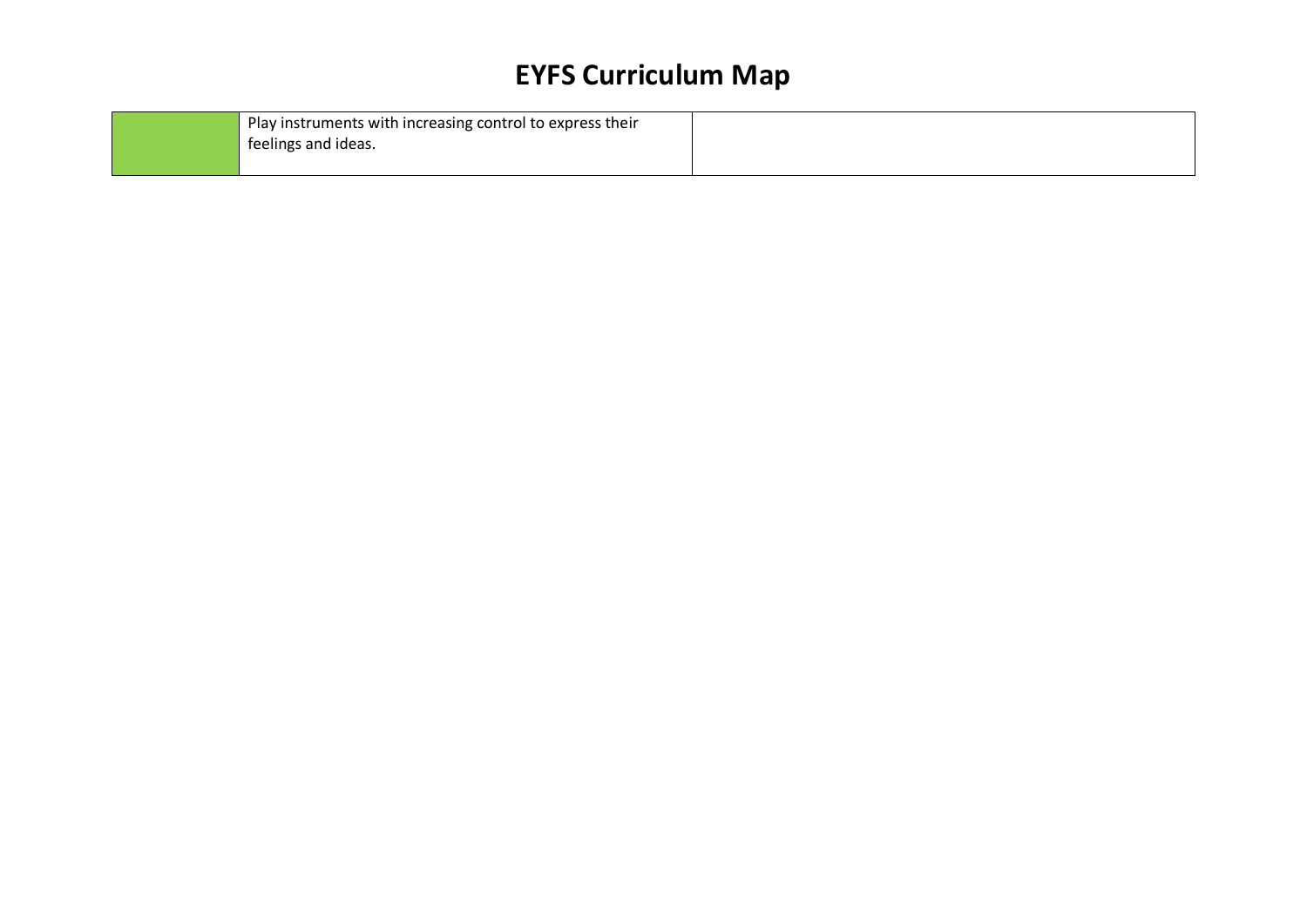# EYFS Curriculum Map

| | | |
|---|---|---|
| | Play instruments with increasing control to express their feelings and ideas. | |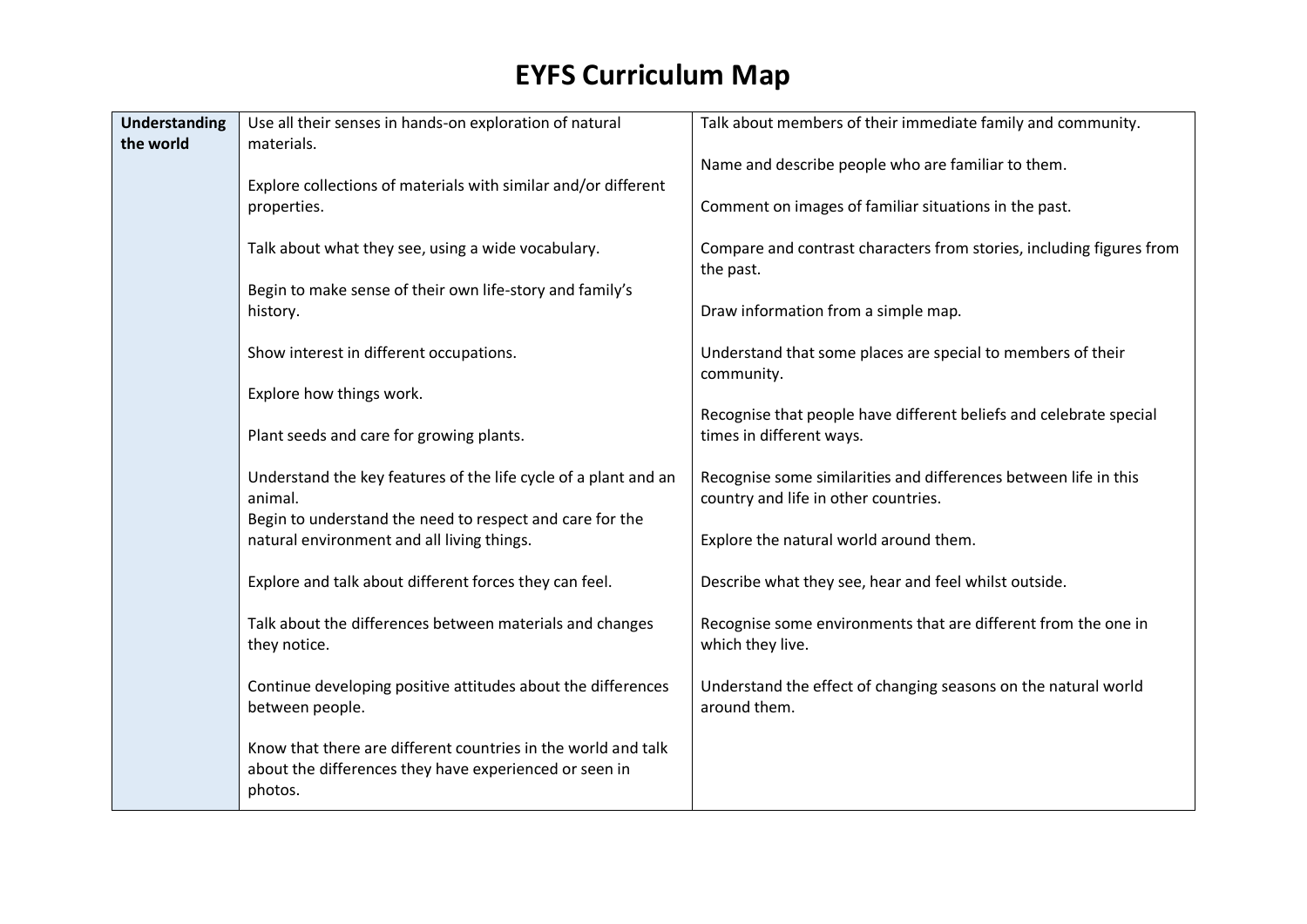# EYFS Curriculum Map

| **Understanding the world** | Use all their senses in hands-on exploration of natural materials.<br><br>Explore collections of materials with similar and/or different properties.<br><br>Talk about what they see, using a wide vocabulary.<br><br>Begin to make sense of their own life-story and family's history.<br><br>Show interest in different occupations.<br><br>Explore how things work.<br><br>Plant seeds and care for growing plants.<br><br>Understand the key features of the life cycle of a plant and an animal.<br>Begin to understand the need to respect and care for the natural environment and all living things.<br><br>Explore and talk about different forces they can feel.<br><br>Talk about the differences between materials and changes they notice.<br><br>Continue developing positive attitudes about the differences between people.<br><br>Know that there are different countries in the world and talk about the differences they have experienced or seen in photos. | Talk about members of their immediate family and community.<br><br>Name and describe people who are familiar to them.<br><br>Comment on images of familiar situations in the past.<br><br>Compare and contrast characters from stories, including figures from the past.<br><br>Draw information from a simple map.<br><br>Understand that some places are special to members of their community.<br><br>Recognise that people have different beliefs and celebrate special times in different ways.<br><br>Recognise some similarities and differences between life in this country and life in other countries.<br><br>Explore the natural world around them.<br><br>Describe what they see, hear and feel whilst outside.<br><br>Recognise some environments that are different from the one in which they live.<br><br>Understand the effect of changing seasons on the natural world around them. |
|---|---|---|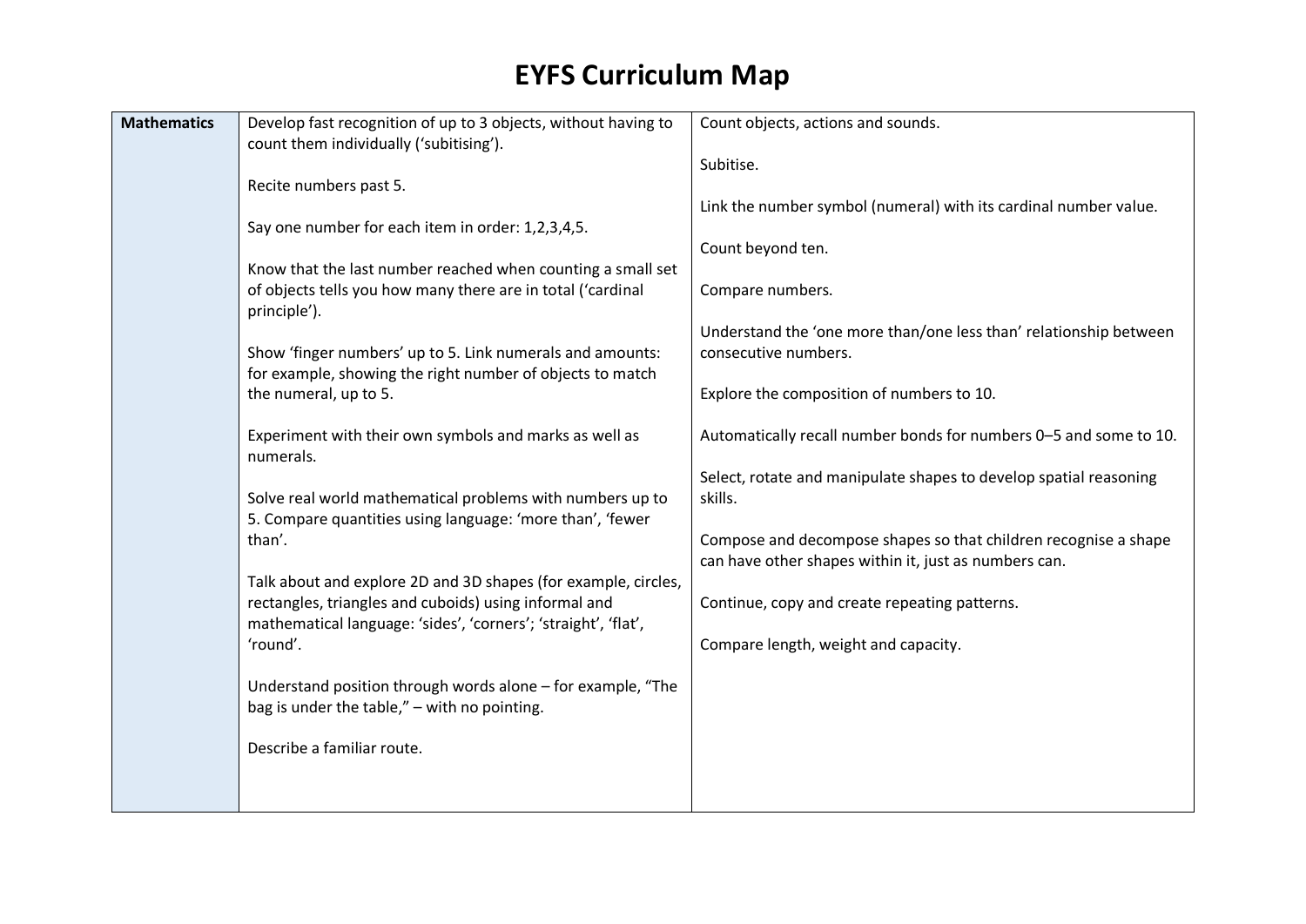# EYFS Curriculum Map

| | | |
|---|---|---|
| **Mathematics** | Develop fast recognition of up to 3 objects, without having to count them individually ('subitising').<br><br>Recite numbers past 5.<br><br>Say one number for each item in order: 1,2,3,4,5.<br><br>Know that the last number reached when counting a small set of objects tells you how many there are in total ('cardinal principle').<br><br>Show 'finger numbers' up to 5. Link numerals and amounts: for example, showing the right number of objects to match the numeral, up to 5.<br><br>Experiment with their own symbols and marks as well as numerals.<br><br>Solve real world mathematical problems with numbers up to 5. Compare quantities using language: 'more than', 'fewer than'.<br><br>Talk about and explore 2D and 3D shapes (for example, circles, rectangles, triangles and cuboids) using informal and mathematical language: 'sides', 'corners'; 'straight', 'flat', 'round'.<br><br>Understand position through words alone – for example, "The bag is under the table," – with no pointing.<br><br>Describe a familiar route. | Count objects, actions and sounds.<br><br>Subitise.<br><br>Link the number symbol (numeral) with its cardinal number value.<br><br>Count beyond ten.<br><br>Compare numbers.<br><br>Understand the 'one more than/one less than' relationship between consecutive numbers.<br><br>Explore the composition of numbers to 10.<br><br>Automatically recall number bonds for numbers 0–5 and some to 10.<br><br>Select, rotate and manipulate shapes to develop spatial reasoning skills.<br><br>Compose and decompose shapes so that children recognise a shape can have other shapes within it, just as numbers can.<br><br>Continue, copy and create repeating patterns.<br><br>Compare length, weight and capacity. |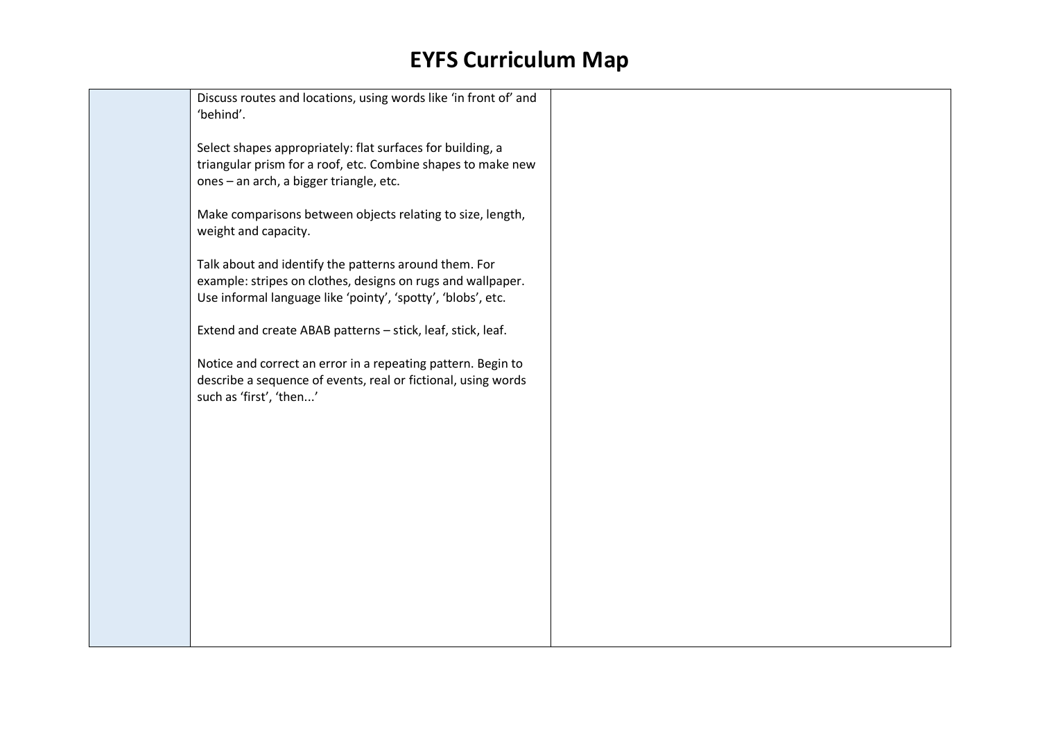# EYFS Curriculum Map

| | | |
|---|---|---|
| | Discuss routes and locations, using words like 'in front of' and 'behind'.<br><br>Select shapes appropriately: flat surfaces for building, a triangular prism for a roof, etc. Combine shapes to make new ones – an arch, a bigger triangle, etc.<br><br>Make comparisons between objects relating to size, length, weight and capacity.<br><br>Talk about and identify the patterns around them. For example: stripes on clothes, designs on rugs and wallpaper. Use informal language like 'pointy', 'spotty', 'blobs', etc.<br><br>Extend and create ABAB patterns – stick, leaf, stick, leaf.<br><br>Notice and correct an error in a repeating pattern. Begin to describe a sequence of events, real or fictional, using words such as 'first', 'then...' | |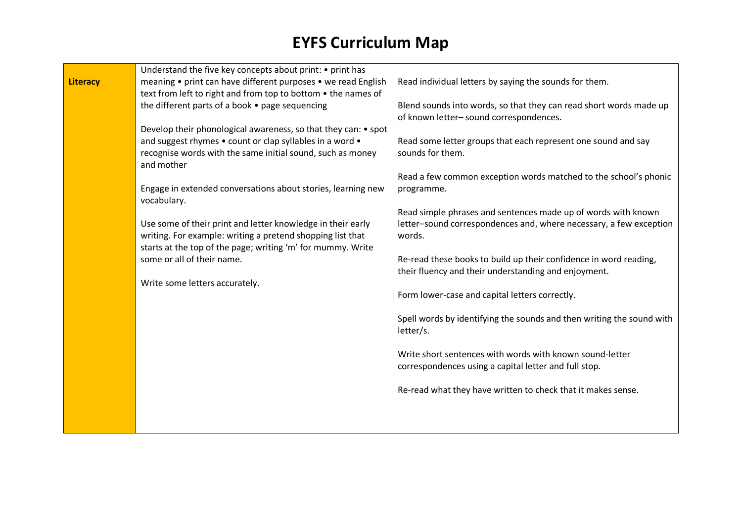# EYFS Curriculum Map

| | | |
|---|---|---|
| **Literacy** | Understand the five key concepts about print: • print has meaning • print can have different purposes • we read English text from left to right and from top to bottom • the names of the different parts of a book • page sequencing<br><br>Develop their phonological awareness, so that they can: • spot and suggest rhymes • count or clap syllables in a word • recognise words with the same initial sound, such as money and mother<br><br>Engage in extended conversations about stories, learning new vocabulary.<br><br>Use some of their print and letter knowledge in their early writing. For example: writing a pretend shopping list that starts at the top of the page; writing 'm' for mummy. Write some or all of their name.<br><br>Write some letters accurately. | Read individual letters by saying the sounds for them.<br><br>Blend sounds into words, so that they can read short words made up of known letter– sound correspondences.<br><br>Read some letter groups that each represent one sound and say sounds for them.<br><br>Read a few common exception words matched to the school's phonic programme.<br><br>Read simple phrases and sentences made up of words with known letter–sound correspondences and, where necessary, a few exception words.<br><br>Re-read these books to build up their confidence in word reading, their fluency and their understanding and enjoyment.<br><br>Form lower-case and capital letters correctly.<br><br>Spell words by identifying the sounds and then writing the sound with letter/s.<br><br>Write short sentences with words with known sound-letter correspondences using a capital letter and full stop.<br><br>Re-read what they have written to check that it makes sense. |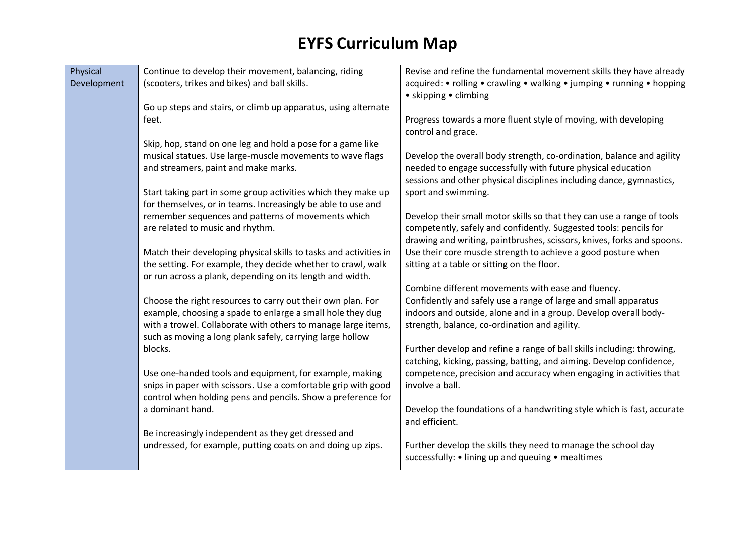# EYFS Curriculum Map

| | | |
|---|---|---|
| Physical Development | Continue to develop their movement, balancing, riding (scooters, trikes and bikes) and ball skills.<br><br>Go up steps and stairs, or climb up apparatus, using alternate feet.<br><br>Skip, hop, stand on one leg and hold a pose for a game like musical statues. Use large-muscle movements to wave flags and streamers, paint and make marks.<br><br>Start taking part in some group activities which they make up for themselves, or in teams. Increasingly be able to use and remember sequences and patterns of movements which are related to music and rhythm.<br><br>Match their developing physical skills to tasks and activities in the setting. For example, they decide whether to crawl, walk or run across a plank, depending on its length and width.<br><br>Choose the right resources to carry out their own plan. For example, choosing a spade to enlarge a small hole they dug with a trowel. Collaborate with others to manage large items, such as moving a long plank safely, carrying large hollow blocks.<br><br>Use one-handed tools and equipment, for example, making snips in paper with scissors. Use a comfortable grip with good control when holding pens and pencils. Show a preference for a dominant hand.<br><br>Be increasingly independent as they get dressed and undressed, for example, putting coats on and doing up zips. | Revise and refine the fundamental movement skills they have already acquired: • rolling • crawling • walking • jumping • running • hopping • skipping • climbing<br><br>Progress towards a more fluent style of moving, with developing control and grace.<br><br>Develop the overall body strength, co-ordination, balance and agility needed to engage successfully with future physical education sessions and other physical disciplines including dance, gymnastics, sport and swimming.<br><br>Develop their small motor skills so that they can use a range of tools competently, safely and confidently. Suggested tools: pencils for drawing and writing, paintbrushes, scissors, knives, forks and spoons. Use their core muscle strength to achieve a good posture when sitting at a table or sitting on the floor.<br><br>Combine different movements with ease and fluency. Confidently and safely use a range of large and small apparatus indoors and outside, alone and in a group. Develop overall body-strength, balance, co-ordination and agility.<br><br>Further develop and refine a range of ball skills including: throwing, catching, kicking, passing, batting, and aiming. Develop confidence, competence, precision and accuracy when engaging in activities that involve a ball.<br><br>Develop the foundations of a handwriting style which is fast, accurate and efficient.<br><br>Further develop the skills they need to manage the school day successfully: • lining up and queuing • mealtimes |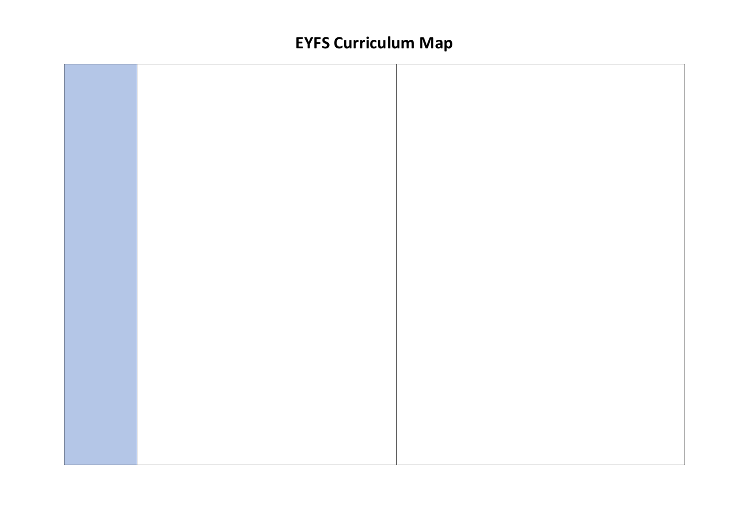# EYFS Curriculum Map

| | | |
|---|---|---|
| | | |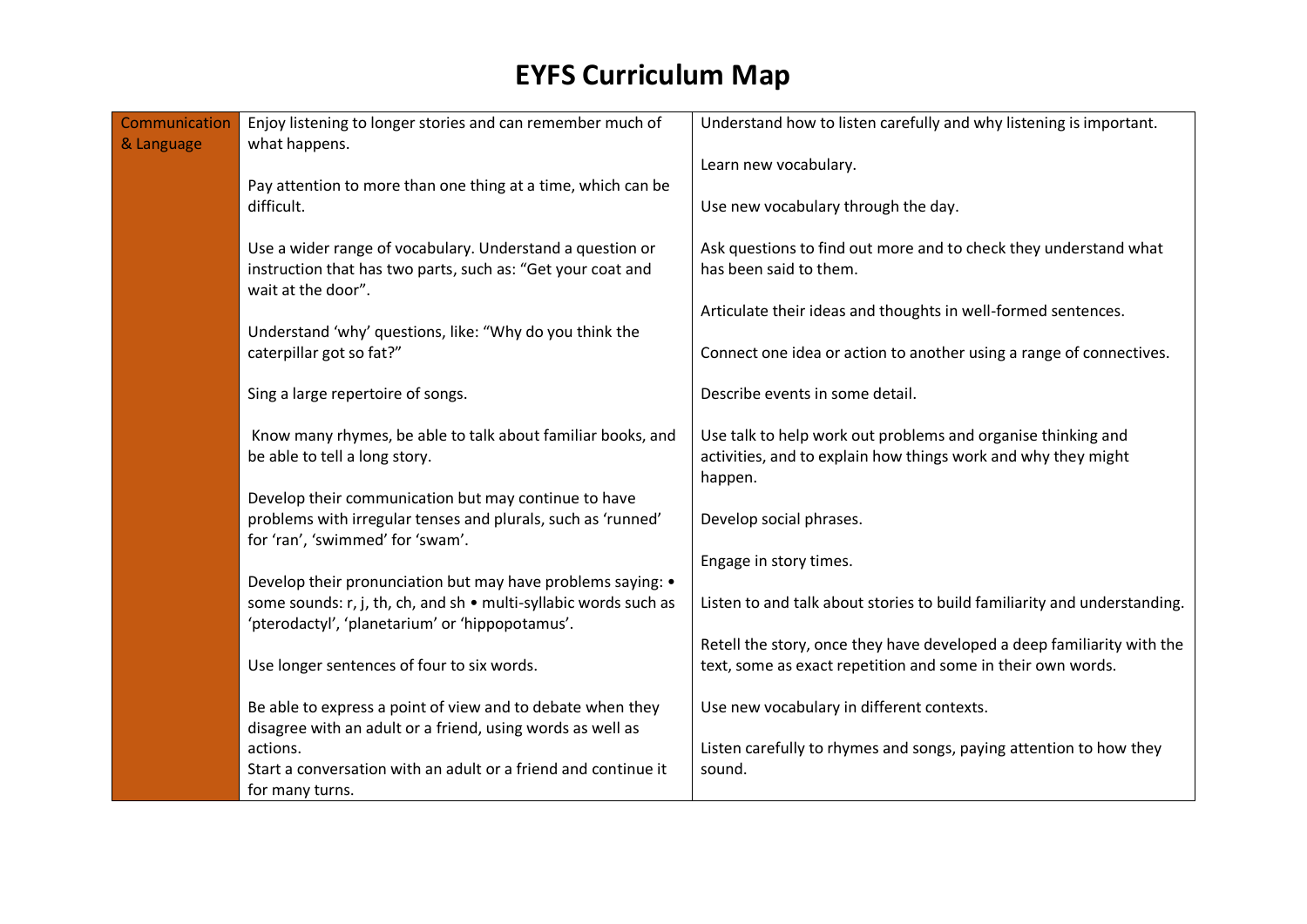# EYFS Curriculum Map

| Communication & Language | Enjoy listening to longer stories and can remember much of what happens.<br><br>Pay attention to more than one thing at a time, which can be difficult.<br><br>Use a wider range of vocabulary. Understand a question or instruction that has two parts, such as: "Get your coat and wait at the door".<br><br>Understand 'why' questions, like: "Why do you think the caterpillar got so fat?"<br><br>Sing a large repertoire of songs.<br><br>Know many rhymes, be able to talk about familiar books, and be able to tell a long story.<br><br>Develop their communication but may continue to have problems with irregular tenses and plurals, such as 'runned' for 'ran', 'swimmed' for 'swam'.<br><br>Develop their pronunciation but may have problems saying: • some sounds: r, j, th, ch, and sh • multi-syllabic words such as 'pterodactyl', 'planetarium' or 'hippopotamus'.<br><br>Use longer sentences of four to six words.<br><br>Be able to express a point of view and to debate when they disagree with an adult or a friend, using words as well as actions.<br>Start a conversation with an adult or a friend and continue it for many turns. | Understand how to listen carefully and why listening is important.<br><br>Learn new vocabulary.<br><br>Use new vocabulary through the day.<br><br>Ask questions to find out more and to check they understand what has been said to them.<br><br>Articulate their ideas and thoughts in well-formed sentences.<br><br>Connect one idea or action to another using a range of connectives.<br><br>Describe events in some detail.<br><br>Use talk to help work out problems and organise thinking and activities, and to explain how things work and why they might happen.<br><br>Develop social phrases.<br><br>Engage in story times.<br><br>Listen to and talk about stories to build familiarity and understanding.<br><br>Retell the story, once they have developed a deep familiarity with the text, some as exact repetition and some in their own words.<br><br>Use new vocabulary in different contexts.<br><br>Listen carefully to rhymes and songs, paying attention to how they sound. |
|---|---|---|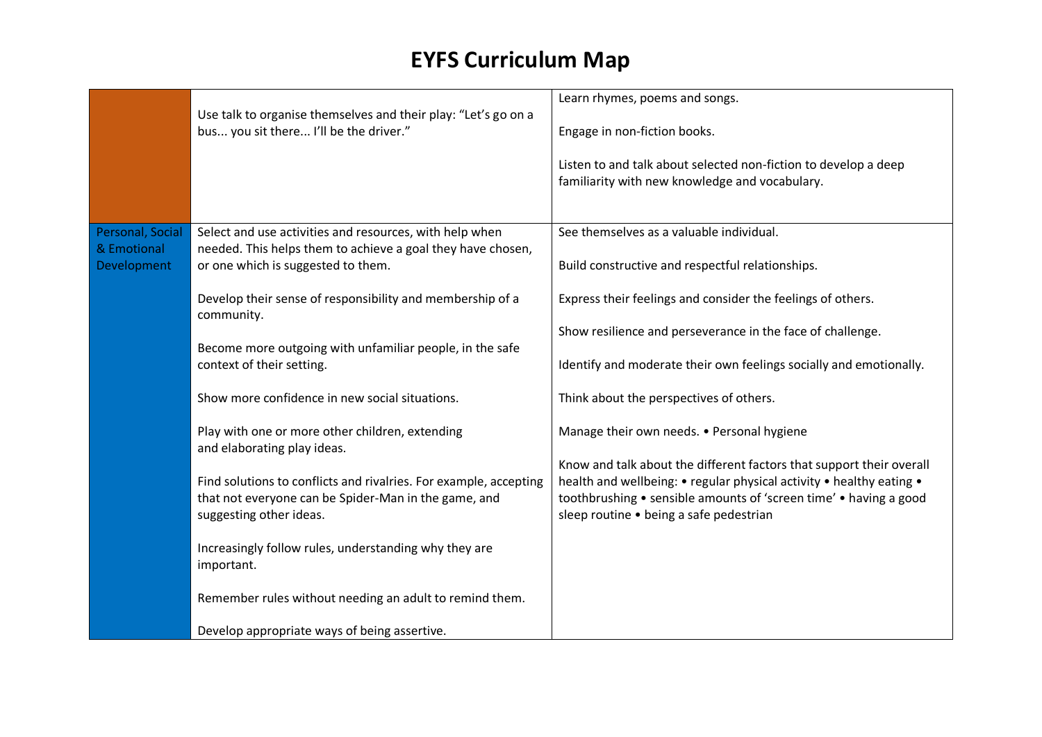# EYFS Curriculum Map

| | | |
|---|---|---|
| | Use talk to organise themselves and their play: "Let's go on a bus... you sit there... I'll be the driver." | Learn rhymes, poems and songs.<br><br>Engage in non-fiction books.<br><br>Listen to and talk about selected non-fiction to develop a deep familiarity with new knowledge and vocabulary. |
| Personal, Social & Emotional Development | Select and use activities and resources, with help when needed. This helps them to achieve a goal they have chosen, or one which is suggested to them.<br><br>Develop their sense of responsibility and membership of a community.<br><br>Become more outgoing with unfamiliar people, in the safe context of their setting.<br><br>Show more confidence in new social situations.<br><br>Play with one or more other children, extending and elaborating play ideas.<br><br>Find solutions to conflicts and rivalries. For example, accepting that not everyone can be Spider-Man in the game, and suggesting other ideas.<br><br>Increasingly follow rules, understanding why they are important.<br><br>Remember rules without needing an adult to remind them.<br><br>Develop appropriate ways of being assertive. | See themselves as a valuable individual.<br><br>Build constructive and respectful relationships.<br><br>Express their feelings and consider the feelings of others.<br><br>Show resilience and perseverance in the face of challenge.<br><br>Identify and moderate their own feelings socially and emotionally.<br><br>Think about the perspectives of others.<br><br>Manage their own needs. • Personal hygiene<br><br>Know and talk about the different factors that support their overall health and wellbeing: • regular physical activity • healthy eating • toothbrushing • sensible amounts of 'screen time' • having a good sleep routine • being a safe pedestrian |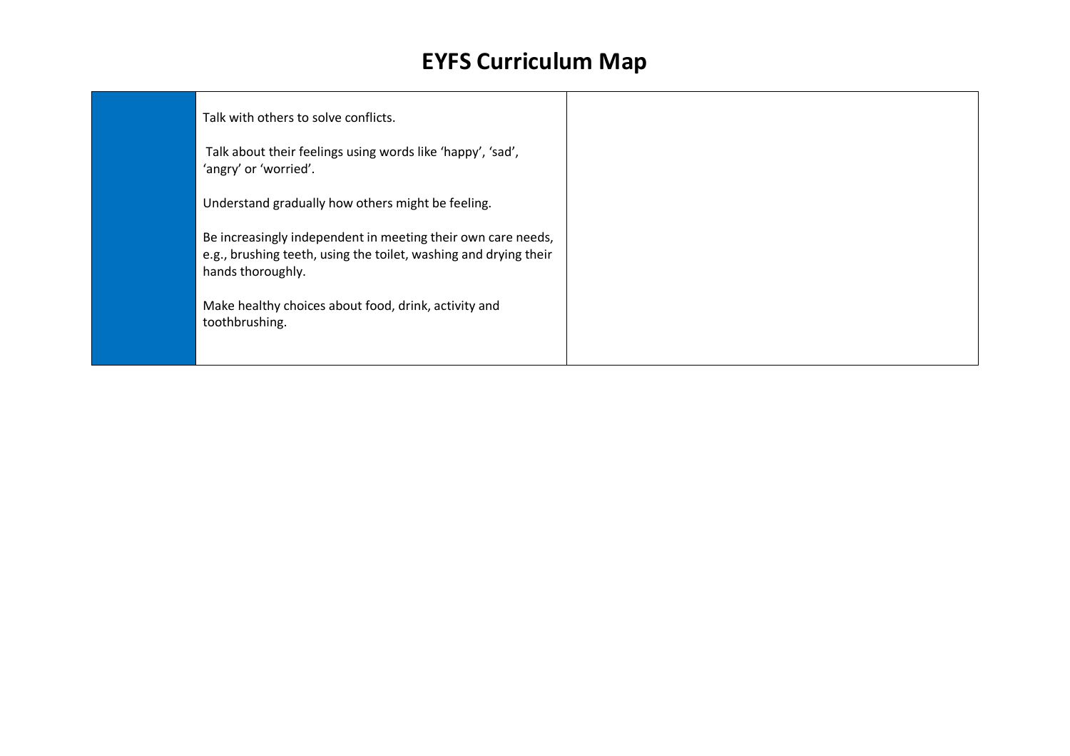# EYFS Curriculum Map

| | | |
|---|---|---|
| | Talk with others to solve conflicts.<br><br>Talk about their feelings using words like 'happy', 'sad', 'angry' or 'worried'.<br><br>Understand gradually how others might be feeling.<br><br>Be increasingly independent in meeting their own care needs, e.g., brushing teeth, using the toilet, washing and drying their hands thoroughly.<br><br>Make healthy choices about food, drink, activity and toothbrushing. | |